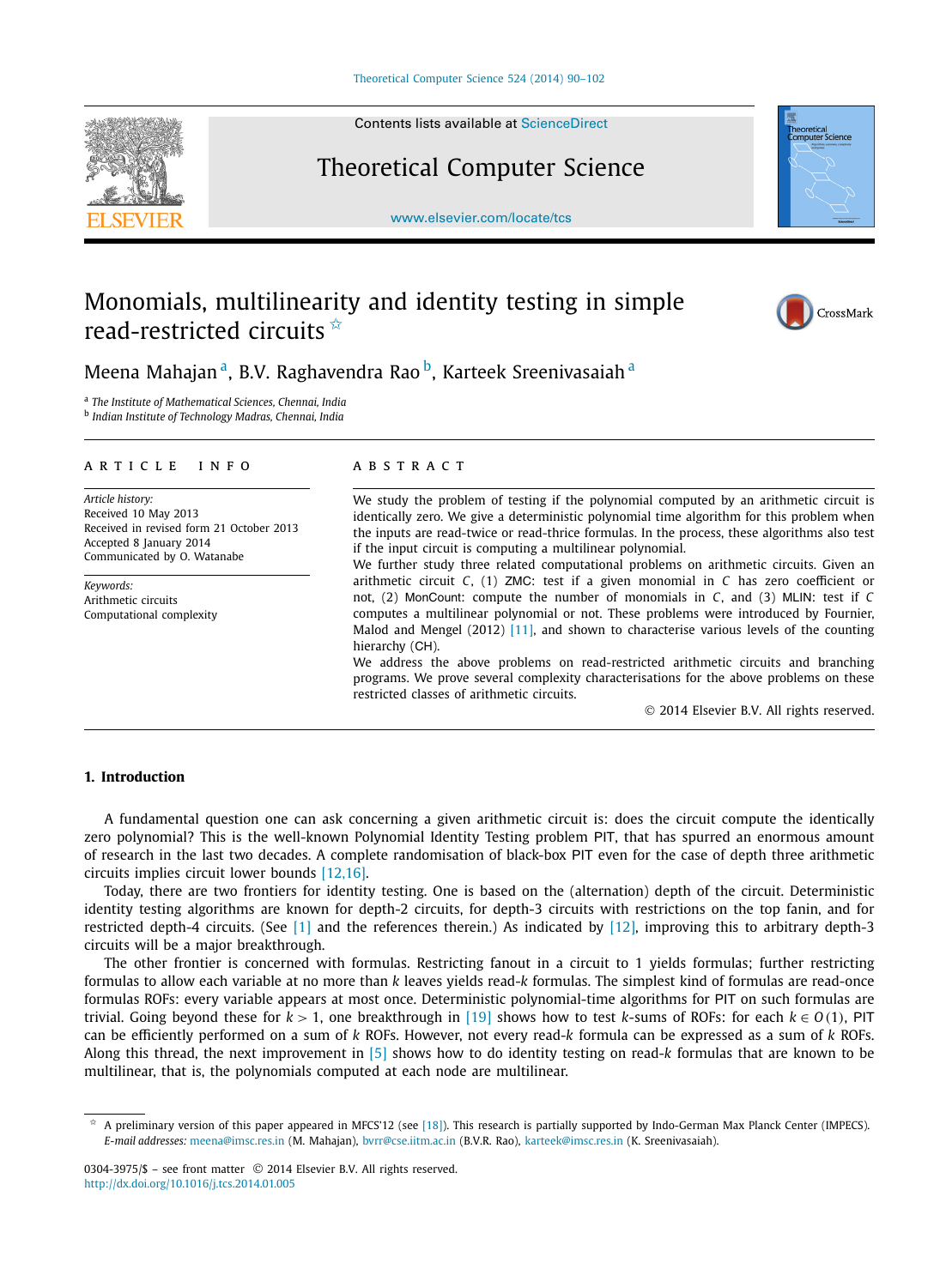# Monomials, multilinearity and identity testing in simple read-restricted circuits ☆

Meena Mahajan [a], B.V. Raghavendra Rao [b], Karteek Sreenivasaiah [a]

[a] *The Institute of Mathematical Sciences, Chennai, India*
[b] *Indian Institute of Technology Madras, Chennai, India*

## ARTICLE INFO

*Article history:*
Received 10 May 2013
Received in revised form 21 October 2013
Accepted 8 January 2014
Communicated by O. Watanabe

*Keywords:*
Arithmetic circuits
Computational complexity

## ABSTRACT

We study the problem of testing if the polynomial computed by an arithmetic circuit is identically zero. We give a deterministic polynomial time algorithm for this problem when the inputs are read-twice or read-thrice formulas. In the process, these algorithms also test if the input circuit is computing a multilinear polynomial.

We further study three related computational problems on arithmetic circuits. Given an arithmetic circuit $C$, (1) ZMC: test if a given monomial in $C$ has zero coefficient or not, (2) MonCount: compute the number of monomials in $C$, and (3) MLIN: test if $C$ computes a multilinear polynomial or not. These problems were introduced by Fournier, Malod and Mengel (2012) [11], and shown to characterise various levels of the counting hierarchy (CH).

We address the above problems on read-restricted arithmetic circuits and branching programs. We prove several complexity characterisations for the above problems on these restricted classes of arithmetic circuits.

© 2014 Elsevier B.V. All rights reserved.

## 1. Introduction

A fundamental question one can ask concerning a given arithmetic circuit is: does the circuit compute the identically zero polynomial? This is the well-known Polynomial Identity Testing problem PIT, that has spurred an enormous amount of research in the last two decades. A complete randomisation of black-box PIT even for the case of depth three arithmetic circuits implies circuit lower bounds [12,16].

Today, there are two frontiers for identity testing. One is based on the (alternation) depth of the circuit. Deterministic identity testing algorithms are known for depth-2 circuits, for depth-3 circuits with restrictions on the top fanin, and for restricted depth-4 circuits. (See [1] and the references therein.) As indicated by [12], improving this to arbitrary depth-3 circuits will be a major breakthrough.

The other frontier is concerned with formulas. Restricting fanout in a circuit to 1 yields formulas; further restricting formulas to allow each variable at no more than $k$ leaves yields read-$k$ formulas. The simplest kind of formulas are read-once formulas ROFs: every variable appears at most once. Deterministic polynomial-time algorithms for PIT on such formulas are trivial. Going beyond these for $k > 1$, one breakthrough in [19] shows how to test $k$-sums of ROFs: for each $k \in O(1)$, PIT can be efficiently performed on a sum of $k$ ROFs. However, not every read-$k$ formula can be expressed as a sum of $k$ ROFs. Along this thread, the next improvement in [5] shows how to do identity testing on read-$k$ formulas that are known to be multilinear, that is, the polynomials computed at each node are multilinear.

☆ A preliminary version of this paper appeared in MFCS'12 (see [18]). This research is partially supported by Indo-German Max Planck Center (IMPECS).
*E-mail addresses:* meena@imsc.res.in (M. Mahajan), bvrr@cse.iitm.ac.in (B.V.R. Rao), karteek@imsc.res.in (K. Sreenivasaiah).

0304-3975/$ – see front matter © 2014 Elsevier B.V. All rights reserved.
http://dx.doi.org/10.1016/j.tcs.2014.01.005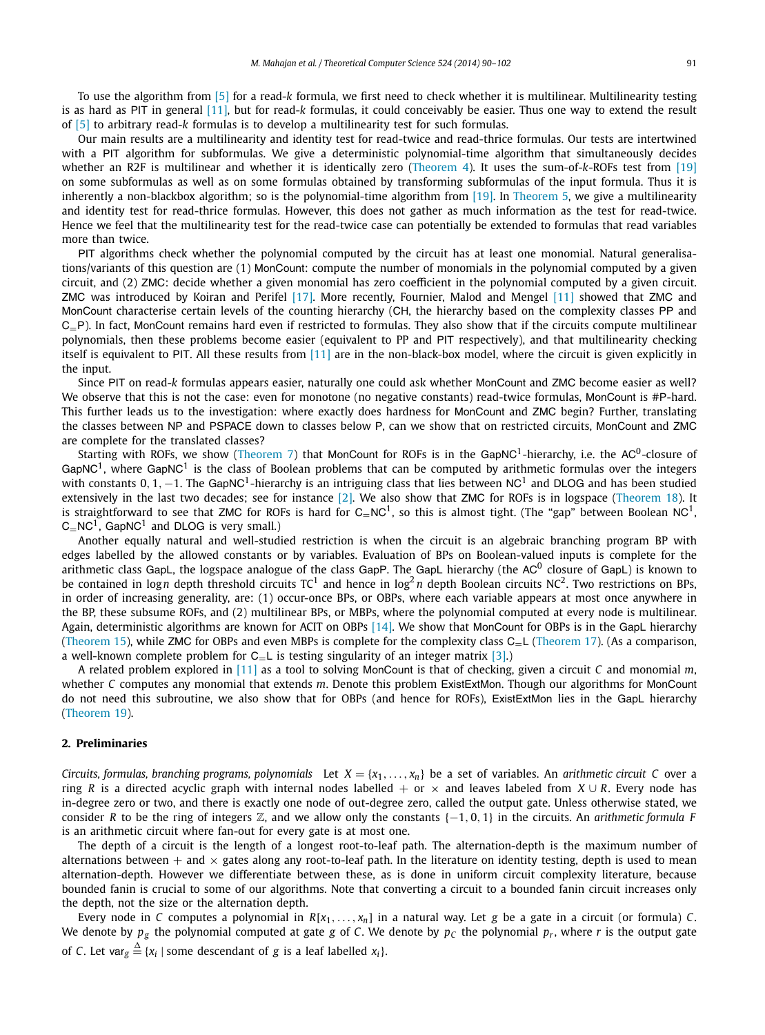To use the algorithm from [5] for a read-$k$ formula, we first need to check whether it is multilinear. Multilinearity testing is as hard as PIT in general [11], but for read-$k$ formulas, it could conceivably be easier. Thus one way to extend the result of [5] to arbitrary read-$k$ formulas is to develop a multilinearity test for such formulas.

Our main results are a multilinearity and identity test for read-twice and read-thrice formulas. Our tests are intertwined with a PIT algorithm for subformulas. We give a deterministic polynomial-time algorithm that simultaneously decides whether an R2F is multilinear and whether it is identically zero (Theorem 4). It uses the sum-of-$k$-ROFs test from [19] on some subformulas as well as on some formulas obtained by transforming subformulas of the input formula. Thus it is inherently a non-blackbox algorithm; so is the polynomial-time algorithm from [19]. In Theorem 5, we give a multilinearity and identity test for read-thrice formulas. However, this does not gather as much information as the test for read-twice. Hence we feel that the multilinearity test for the read-twice case can potentially be extended to formulas that read variables more than twice.

PIT algorithms check whether the polynomial computed by the circuit has at least one monomial. Natural generalisations/variants of this question are (1) MonCount: compute the number of monomials in the polynomial computed by a given circuit, and (2) ZMC: decide whether a given monomial has zero coefficient in the polynomial computed by a given circuit. ZMC was introduced by Koiran and Perifel [17]. More recently, Fournier, Malod and Mengel [11] showed that ZMC and MonCount characterise certain levels of the counting hierarchy (CH, the hierarchy based on the complexity classes PP and $\mathsf{C_{=}P}$). In fact, MonCount remains hard even if restricted to formulas. They also show that if the circuits compute multilinear polynomials, then these problems become easier (equivalent to PP and PIT respectively), and that multilinearity checking itself is equivalent to PIT. All these results from [11] are in the non-black-box model, where the circuit is given explicitly in the input.

Since PIT on read-$k$ formulas appears easier, naturally one could ask whether MonCount and ZMC become easier as well? We observe that this is not the case: even for monotone (no negative constants) read-twice formulas, MonCount is #P-hard. This further leads us to the investigation: where exactly does hardness for MonCount and ZMC begin? Further, translating the classes between NP and PSPACE down to classes below P, can we show that on restricted circuits, MonCount and ZMC are complete for the translated classes?

Starting with ROFs, we show (Theorem 7) that MonCount for ROFs is in the $\mathsf{GapNC^1}$-hierarchy, i.e. the $\mathsf{AC^0}$-closure of $\mathsf{GapNC^1}$, where $\mathsf{GapNC^1}$ is the class of Boolean problems that can be computed by arithmetic formulas over the integers with constants $0, 1, -1$. The $\mathsf{GapNC^1}$-hierarchy is an intriguing class that lies between $\mathsf{NC^1}$ and DLOG and has been studied extensively in the last two decades; see for instance [2]. We also show that ZMC for ROFs is in logspace (Theorem 18). It is straightforward to see that ZMC for ROFs is hard for $\mathsf{C_{=}NC^1}$, so this is almost tight. (The "gap" between Boolean $\mathsf{NC^1}$, $\mathsf{C_{=}NC^1}$, $\mathsf{GapNC^1}$ and DLOG is very small.)

Another equally natural and well-studied restriction is when the circuit is an algebraic branching program BP with edges labelled by the allowed constants or by variables. Evaluation of BPs on Boolean-valued inputs is complete for the arithmetic class GapL, the logspace analogue of the class GapP. The GapL hierarchy (the $\mathsf{AC^0}$ closure of GapL) is known to be contained in $\log n$ depth threshold circuits $\mathsf{TC^1}$ and hence in $\log^2 n$ depth Boolean circuits $\mathsf{NC^2}$. Two restrictions on BPs, in order of increasing generality, are: (1) occur-once BPs, or OBPs, where each variable appears at most once anywhere in the BP, these subsume ROFs, and (2) multilinear BPs, or MBPs, where the polynomial computed at every node is multilinear. Again, deterministic algorithms are known for ACIT on OBPs [14]. We show that MonCount for OBPs is in the GapL hierarchy (Theorem 15), while ZMC for OBPs and even MBPs is complete for the complexity class $\mathsf{C_{=}L}$ (Theorem 17). (As a comparison, a well-known complete problem for $\mathsf{C_{=}L}$ is testing singularity of an integer matrix [3].)

A related problem explored in [11] as a tool to solving MonCount is that of checking, given a circuit $C$ and monomial $m$, whether $C$ computes any monomial that extends $m$. Denote this problem ExistExtMon. Though our algorithms for MonCount do not need this subroutine, we also show that for OBPs (and hence for ROFs), ExistExtMon lies in the GapL hierarchy (Theorem 19).

## 2. Preliminaries

*Circuits, formulas, branching programs, polynomials* Let $X = \{x_1, \ldots, x_n\}$ be a set of variables. An *arithmetic circuit* $C$ over a ring $R$ is a directed acyclic graph with internal nodes labelled $+$ or $\times$ and leaves labeled from $X \cup R$. Every node has in-degree zero or two, and there is exactly one node of out-degree zero, called the output gate. Unless otherwise stated, we consider $R$ to be the ring of integers $\mathbb{Z}$, and we allow only the constants $\{-1, 0, 1\}$ in the circuits. An *arithmetic formula* $F$ is an arithmetic circuit where fan-out for every gate is at most one.

The depth of a circuit is the length of a longest root-to-leaf path. The alternation-depth is the maximum number of alternations between $+$ and $\times$ gates along any root-to-leaf path. In the literature on identity testing, depth is used to mean alternation-depth. However we differentiate between these, as is done in uniform circuit complexity literature, because bounded fanin is crucial to some of our algorithms. Note that converting a circuit to a bounded fanin circuit increases only the depth, not the size or the alternation depth.

Every node in $C$ computes a polynomial in $R[x_1, \ldots, x_n]$ in a natural way. Let $g$ be a gate in a circuit (or formula) $C$. We denote by $p_g$ the polynomial computed at gate $g$ of $C$. We denote by $p_C$ the polynomial $p_r$, where $r$ is the output gate of $C$. Let $\mathsf{var}_g \triangleq \{x_i \mid \text{some descendant of } g \text{ is a leaf labelled } x_i\}$.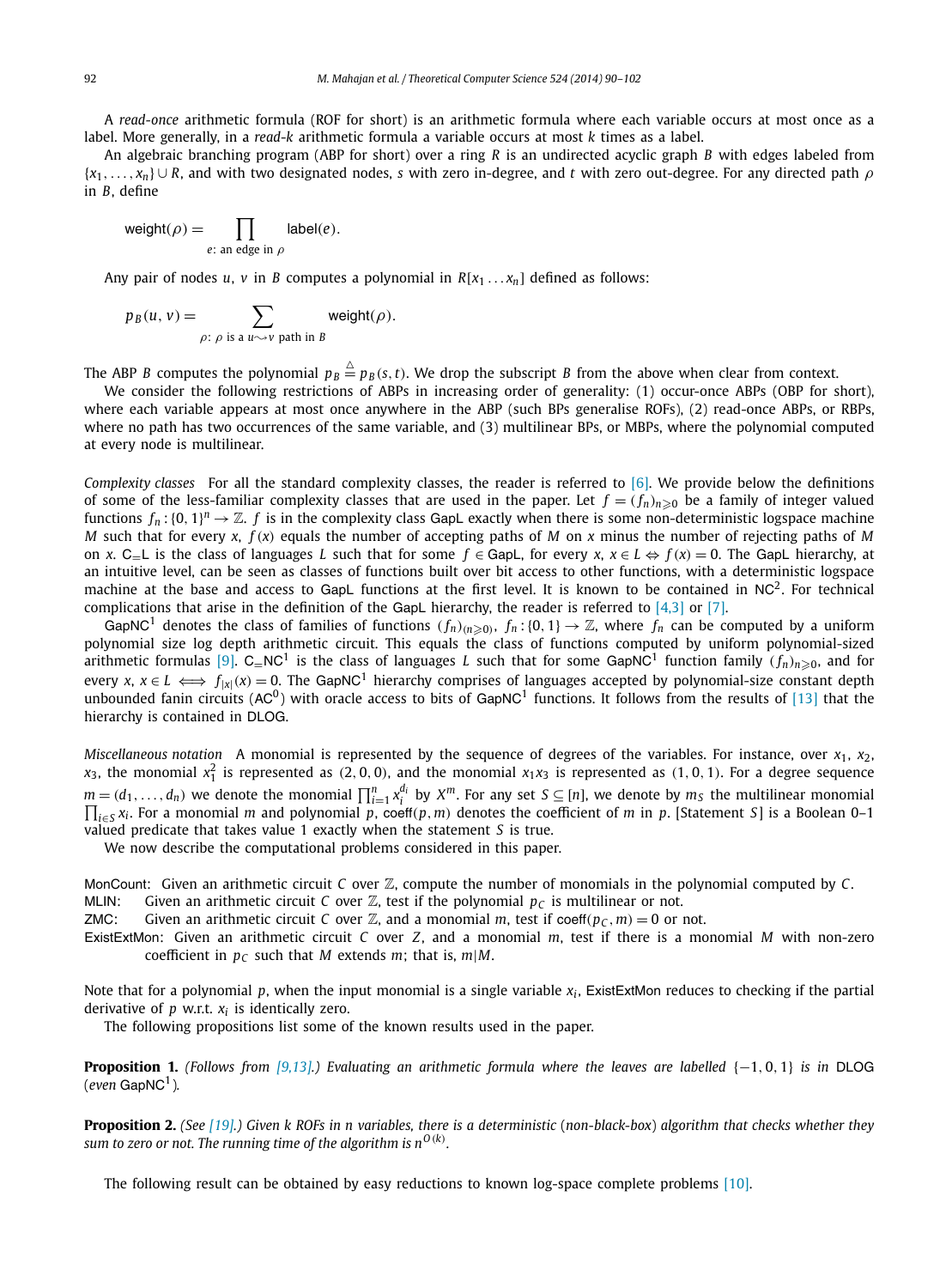A *read-once* arithmetic formula (ROF for short) is an arithmetic formula where each variable occurs at most once as a label. More generally, in a *read-k* arithmetic formula a variable occurs at most $k$ times as a label.

An algebraic branching program (ABP for short) over a ring $R$ is an undirected acyclic graph $B$ with edges labeled from $\{x_1, \ldots, x_n\} \cup R$, and with two designated nodes, $s$ with zero in-degree, and $t$ with zero out-degree. For any directed path $\rho$ in $B$, define

$$\mathsf{weight}(\rho) = \prod_{e\text{: an edge in } \rho} \mathsf{label}(e).$$

Any pair of nodes $u$, $v$ in $B$ computes a polynomial in $R[x_1 \ldots x_n]$ defined as follows:

$$p_B(u, v) = \sum_{\rho\text{: } \rho \text{ is a } u \rightsquigarrow v \text{ path in } B} \mathsf{weight}(\rho).$$

The ABP $B$ computes the polynomial $p_B \overset{\triangle}{=} p_B(s, t)$. We drop the subscript $B$ from the above when clear from context.

We consider the following restrictions of ABPs in increasing order of generality: (1) occur-once ABPs (OBP for short), where each variable appears at most once anywhere in the ABP (such BPs generalise ROFs), (2) read-once ABPs, or RBPs, where no path has two occurrences of the same variable, and (3) multilinear BPs, or MBPs, where the polynomial computed at every node is multilinear.

*Complexity classes* For all the standard complexity classes, the reader is referred to [6]. We provide below the definitions of some of the less-familiar complexity classes that are used in the paper. Let $f = (f_n)_{n \geqslant 0}$ be a family of integer valued functions $f_n : \{0, 1\}^n \to \mathbb{Z}$. $f$ is in the complexity class GapL exactly when there is some non-deterministic logspace machine $M$ such that for every $x$, $f(x)$ equals the number of accepting paths of $M$ on $x$ minus the number of rejecting paths of $M$ on $x$. $\mathsf{C_=L}$ is the class of languages $L$ such that for some $f \in \mathsf{GapL}$, for every $x$, $x \in L \Leftrightarrow f(x) = 0$. The GapL hierarchy, at an intuitive level, can be seen as classes of functions built over bit access to other functions, with a deterministic logspace machine at the base and access to GapL functions at the first level. It is known to be contained in $\mathsf{NC}^2$. For technical complications that arise in the definition of the GapL hierarchy, the reader is referred to [4,3] or [7].

$\mathsf{GapNC}^1$ denotes the class of families of functions $(f_n)_{(n \geqslant 0)}$, $f_n : \{0, 1\} \to \mathbb{Z}$, where $f_n$ can be computed by a uniform polynomial size log depth arithmetic circuit. This equals the class of functions computed by uniform polynomial-sized arithmetic formulas [9]. $\mathsf{C_=NC}^1$ is the class of languages $L$ such that for some $\mathsf{GapNC}^1$ function family $(f_n)_{n \geqslant 0}$, and for every $x$, $x \in L \iff f_{|x|}(x) = 0$. The $\mathsf{GapNC}^1$ hierarchy comprises of languages accepted by polynomial-size constant depth unbounded fanin circuits ($\mathsf{AC}^0$) with oracle access to bits of $\mathsf{GapNC}^1$ functions. It follows from the results of [13] that the hierarchy is contained in DLOG.

*Miscellaneous notation* A monomial is represented by the sequence of degrees of the variables. For instance, over $x_1$, $x_2$, $x_3$, the monomial $x_1^2$ is represented as $(2, 0, 0)$, and the monomial $x_1 x_3$ is represented as $(1, 0, 1)$. For a degree sequence $m = (d_1, \ldots, d_n)$ we denote the monomial $\prod_{i=1}^{n} x_i^{d_i}$ by $X^m$. For any set $S \subseteq [n]$, we denote by $m_S$ the multilinear monomial $\prod_{i \in S} x_i$. For a monomial $m$ and polynomial $p$, $\mathsf{coeff}(p, m)$ denotes the coefficient of $m$ in $p$. [Statement $S$] is a Boolean 0–1 valued predicate that takes value 1 exactly when the statement $S$ is true.

We now describe the computational problems considered in this paper.

MonCount: Given an arithmetic circuit $C$ over $\mathbb{Z}$, compute the number of monomials in the polynomial computed by $C$.
MLIN: Given an arithmetic circuit $C$ over $\mathbb{Z}$, test if the polynomial $p_C$ is multilinear or not.
ZMC: Given an arithmetic circuit $C$ over $\mathbb{Z}$, and a monomial $m$, test if $\mathsf{coeff}(p_C, m) = 0$ or not.
ExistExtMon: Given an arithmetic circuit $C$ over $Z$, and a monomial $m$, test if there is a monomial $M$ with non-zero coefficient in $p_C$ such that $M$ extends $m$; that is, $m | M$.

Note that for a polynomial $p$, when the input monomial is a single variable $x_i$, ExistExtMon reduces to checking if the partial derivative of $p$ w.r.t. $x_i$ is identically zero.

The following propositions list some of the known results used in the paper.

**Proposition 1.** *(Follows from [9,13].) Evaluating an arithmetic formula where the leaves are labelled $\{-1, 0, 1\}$ is in* DLOG *(even* $\mathsf{GapNC}^1$*).*

**Proposition 2.** *(See [19].) Given $k$ ROFs in $n$ variables, there is a deterministic (non-black-box) algorithm that checks whether they sum to zero or not. The running time of the algorithm is $n^{O(k)}$.*

The following result can be obtained by easy reductions to known log-space complete problems [10].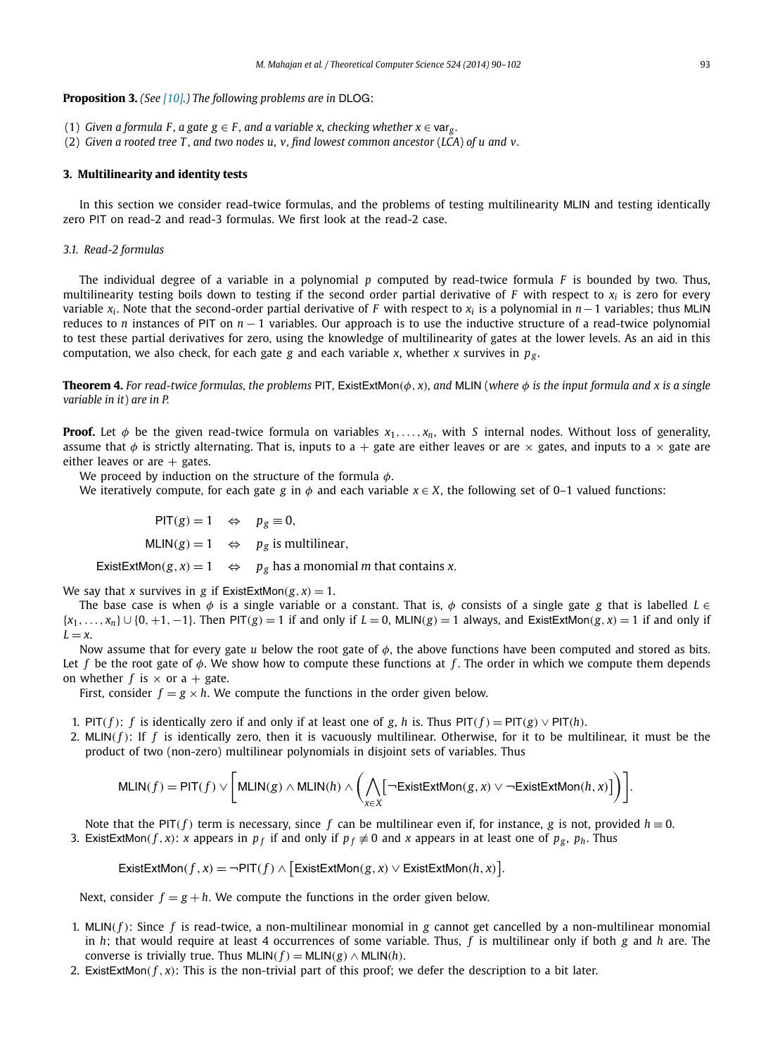**Proposition 3.** *(See [10].) The following problems are in* DLOG*:*

(1) *Given a formula $F$, a gate $g \in F$, and a variable $x$, checking whether $x \in \mathsf{var}_g$.*
(2) *Given a rooted tree $T$, and two nodes $u$, $v$, find lowest common ancestor (LCA) of $u$ and $v$.*

## 3. Multilinearity and identity tests

In this section we consider read-twice formulas, and the problems of testing multilinearity MLIN and testing identically zero PIT on read-2 and read-3 formulas. We first look at the read-2 case.

### 3.1. Read-2 formulas

The individual degree of a variable in a polynomial $p$ computed by read-twice formula $F$ is bounded by two. Thus, multilinearity testing boils down to testing if the second order partial derivative of $F$ with respect to $x_i$ is zero for every variable $x_i$. Note that the second-order partial derivative of $F$ with respect to $x_i$ is a polynomial in $n-1$ variables; thus MLIN reduces to $n$ instances of PIT on $n-1$ variables. Our approach is to use the inductive structure of a read-twice polynomial to test these partial derivatives for zero, using the knowledge of multilinearity of gates at the lower levels. As an aid in this computation, we also check, for each gate $g$ and each variable $x$, whether $x$ survives in $p_g$.

**Theorem 4.** *For read-twice formulas, the problems* PIT, ExistExtMon$(\phi, x)$, *and* MLIN *(where $\phi$ is the input formula and $x$ is a single variable in it) are in P.*

**Proof.** Let $\phi$ be the given read-twice formula on variables $x_1, \ldots, x_n$, with $S$ internal nodes. Without loss of generality, assume that $\phi$ is strictly alternating. That is, inputs to a $+$ gate are either leaves or are $\times$ gates, and inputs to a $\times$ gate are either leaves or are $+$ gates.

We proceed by induction on the structure of the formula $\phi$.

We iteratively compute, for each gate $g$ in $\phi$ and each variable $x \in X$, the following set of 0–1 valued functions:

$$\begin{aligned}
\mathsf{PIT}(g) = 1 \quad &\Leftrightarrow \quad p_g \equiv 0,\\
\mathsf{MLIN}(g) = 1 \quad &\Leftrightarrow \quad p_g \text{ is multilinear},\\
\mathsf{ExistExtMon}(g, x) = 1 \quad &\Leftrightarrow \quad p_g \text{ has a monomial } m \text{ that contains } x.
\end{aligned}$$

We say that $x$ survives in $g$ if $\mathsf{ExistExtMon}(g, x) = 1$.

The base case is when $\phi$ is a single variable or a constant. That is, $\phi$ consists of a single gate $g$ that is labelled $L \in \{x_1, \ldots, x_n\} \cup \{0, +1, -1\}$. Then $\mathsf{PIT}(g) = 1$ if and only if $L = 0$, $\mathsf{MLIN}(g) = 1$ always, and $\mathsf{ExistExtMon}(g, x) = 1$ if and only if $L = x$.

Now assume that for every gate $u$ below the root gate of $\phi$, the above functions have been computed and stored as bits. Let $f$ be the root gate of $\phi$. We show how to compute these functions at $f$. The order in which we compute them depends on whether $f$ is $\times$ or a $+$ gate.

First, consider $f = g \times h$. We compute the functions in the order given below.

1. $\mathsf{PIT}(f)$: $f$ is identically zero if and only if at least one of $g$, $h$ is. Thus $\mathsf{PIT}(f) = \mathsf{PIT}(g) \vee \mathsf{PIT}(h)$.
2. $\mathsf{MLIN}(f)$: If $f$ is identically zero, then it is vacuously multilinear. Otherwise, for it to be multilinear, it must be the product of two (non-zero) multilinear polynomials in disjoint sets of variables. Thus

   $$\mathsf{MLIN}(f) = \mathsf{PIT}(f) \vee \left[\mathsf{MLIN}(g) \wedge \mathsf{MLIN}(h) \wedge \left(\bigwedge_{x \in X}\left[\neg\mathsf{ExistExtMon}(g, x) \vee \neg\mathsf{ExistExtMon}(h, x)\right]\right)\right].$$

   Note that the $\mathsf{PIT}(f)$ term is necessary, since $f$ can be multilinear even if, for instance, $g$ is not, provided $h \equiv 0$.
3. $\mathsf{ExistExtMon}(f, x)$: $x$ appears in $p_f$ if and only if $p_f \not\equiv 0$ and $x$ appears in at least one of $p_g$, $p_h$. Thus

   $$\mathsf{ExistExtMon}(f, x) = \neg\mathsf{PIT}(f) \wedge \left[\mathsf{ExistExtMon}(g, x) \vee \mathsf{ExistExtMon}(h, x)\right].$$

Next, consider $f = g + h$. We compute the functions in the order given below.

1. $\mathsf{MLIN}(f)$: Since $f$ is read-twice, a non-multilinear monomial in $g$ cannot get cancelled by a non-multilinear monomial in $h$; that would require at least 4 occurrences of some variable. Thus, $f$ is multilinear only if both $g$ and $h$ are. The converse is trivially true. Thus $\mathsf{MLIN}(f) = \mathsf{MLIN}(g) \wedge \mathsf{MLIN}(h)$.
2. $\mathsf{ExistExtMon}(f, x)$: This is the non-trivial part of this proof; we defer the description to a bit later.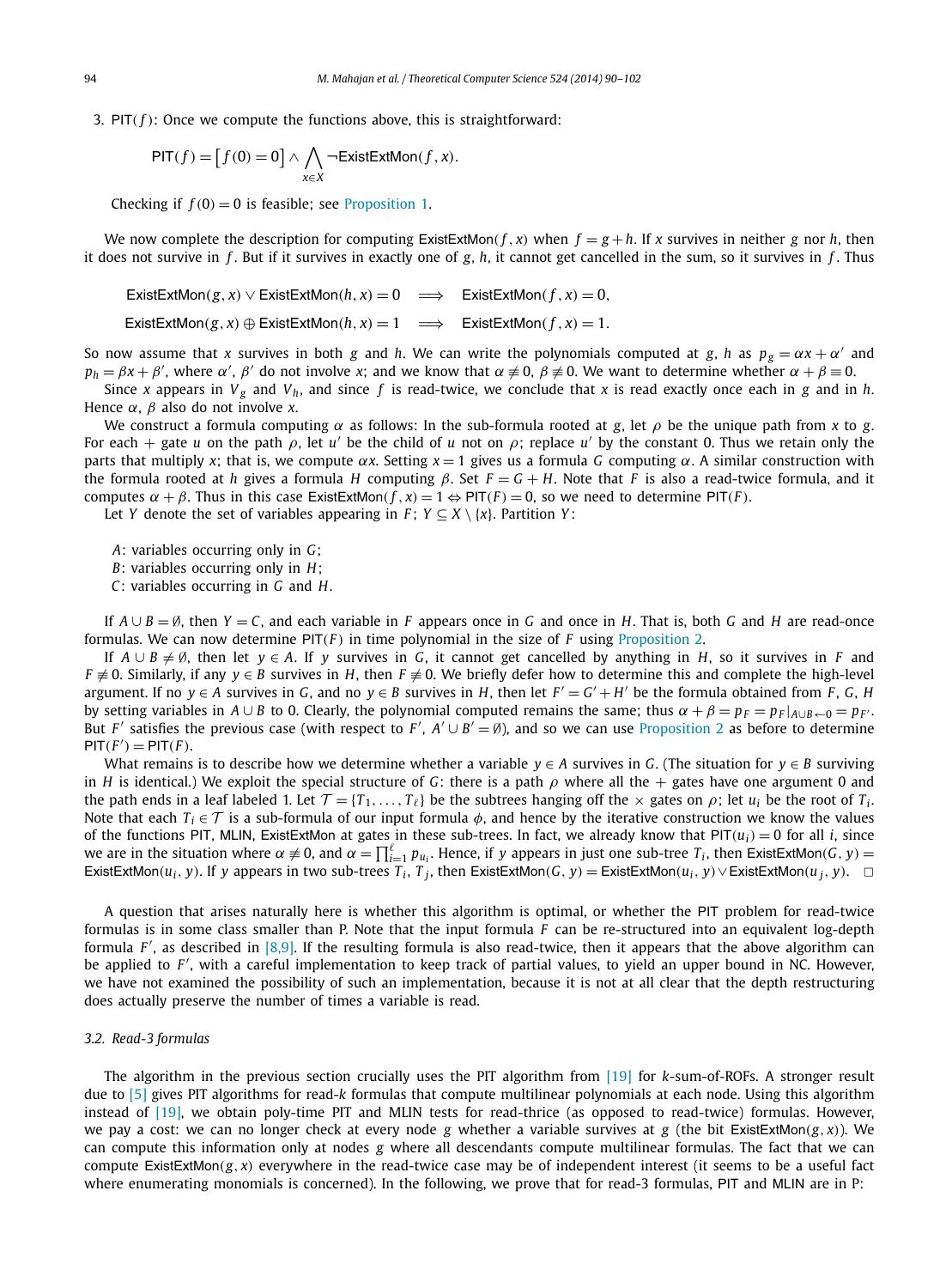3. $\mathsf{PIT}(f)$: Once we compute the functions above, this is straightforward:

$$\mathsf{PIT}(f) = \big[f(0) = 0\big] \wedge \bigwedge_{x \in X} \neg \mathsf{ExistExtMon}(f, x).$$

Checking if $f(0) = 0$ is feasible; see Proposition 1.

We now complete the description for computing $\mathsf{ExistExtMon}(f, x)$ when $f = g + h$. If $x$ survives in neither $g$ nor $h$, then it does not survive in $f$. But if it survives in exactly one of $g, h$, it cannot get cancelled in the sum, so it survives in $f$. Thus

$$\mathsf{ExistExtMon}(g, x) \vee \mathsf{ExistExtMon}(h, x) = 0 \quad \Longrightarrow \quad \mathsf{ExistExtMon}(f, x) = 0,$$

$$\mathsf{ExistExtMon}(g, x) \oplus \mathsf{ExistExtMon}(h, x) = 1 \quad \Longrightarrow \quad \mathsf{ExistExtMon}(f, x) = 1.$$

So now assume that $x$ survives in both $g$ and $h$. We can write the polynomials computed at $g, h$ as $p_g = \alpha x + \alpha'$ and $p_h = \beta x + \beta'$, where $\alpha'$, $\beta'$ do not involve $x$; and we know that $\alpha \not\equiv 0$, $\beta \not\equiv 0$. We want to determine whether $\alpha + \beta \equiv 0$.

Since $x$ appears in $V_g$ and $V_h$, and since $f$ is read-twice, we conclude that $x$ is read exactly once each in $g$ and in $h$. Hence $\alpha$, $\beta$ also do not involve $x$.

We construct a formula computing $\alpha$ as follows: In the sub-formula rooted at $g$, let $\rho$ be the unique path from $x$ to $g$. For each $+$ gate $u$ on the path $\rho$, let $u'$ be the child of $u$ not on $\rho$; replace $u'$ by the constant 0. Thus we retain only the parts that multiply $x$; that is, we compute $\alpha x$. Setting $x = 1$ gives us a formula $G$ computing $\alpha$. A similar construction with the formula rooted at $h$ gives a formula $H$ computing $\beta$. Set $F = G + H$. Note that $F$ is also a read-twice formula, and it computes $\alpha + \beta$. Thus in this case $\mathsf{ExistExtMon}(f, x) = 1 \Leftrightarrow \mathsf{PIT}(F) = 0$, so we need to determine $\mathsf{PIT}(F)$.

Let $Y$ denote the set of variables appearing in $F$; $Y \subseteq X \setminus \{x\}$. Partition $Y$:

- $A$: variables occurring only in $G$;
- $B$: variables occurring only in $H$;
- $C$: variables occurring in $G$ and $H$.

If $A \cup B = \emptyset$, then $Y = C$, and each variable in $F$ appears once in $G$ and once in $H$. That is, both $G$ and $H$ are read-once formulas. We can now determine $\mathsf{PIT}(F)$ in time polynomial in the size of $F$ using Proposition 2.

If $A \cup B \neq \emptyset$, then let $y \in A$. If $y$ survives in $G$, it cannot get cancelled by anything in $H$, so it survives in $F$ and $F \not\equiv 0$. Similarly, if any $y \in B$ survives in $H$, then $F \not\equiv 0$. We briefly defer how to determine this and complete the high-level argument. If no $y \in A$ survives in $G$, and no $y \in B$ survives in $H$, then let $F' = G' + H'$ be the formula obtained from $F, G, H$ by setting variables in $A \cup B$ to 0. Clearly, the polynomial computed remains the same; thus $\alpha + \beta = p_F = p_F|_{A \cup B \leftarrow 0} = p_{F'}$. But $F'$ satisfies the previous case (with respect to $F'$, $A' \cup B' = \emptyset$), and so we can use Proposition 2 as before to determine $\mathsf{PIT}(F') = \mathsf{PIT}(F)$.

What remains is to describe how we determine whether a variable $y \in A$ survives in $G$. (The situation for $y \in B$ surviving in $H$ is identical.) We exploit the special structure of $G$: there is a path $\rho$ where all the $+$ gates have one argument 0 and the path ends in a leaf labeled 1. Let $\mathcal{T} = \{T_1, \ldots, T_\ell\}$ be the subtrees hanging off the $\times$ gates on $\rho$; let $u_i$ be the root of $T_i$. Note that each $T_i \in \mathcal{T}$ is a sub-formula of our input formula $\phi$, and hence by the iterative construction we know the values of the functions $\mathsf{PIT}$, $\mathsf{MLIN}$, $\mathsf{ExistExtMon}$ at gates in these sub-trees. In fact, we already know that $\mathsf{PIT}(u_i) = 0$ for all $i$, since we are in the situation where $\alpha \not\equiv 0$, and $\alpha = \prod_{i=1}^{\ell} p_{u_i}$. Hence, if $y$ appears in just one sub-tree $T_i$, then $\mathsf{ExistExtMon}(G, y) = \mathsf{ExistExtMon}(u_i, y)$. If $y$ appears in two sub-trees $T_i, T_j$, then $\mathsf{ExistExtMon}(G, y) = \mathsf{ExistExtMon}(u_i, y) \vee \mathsf{ExistExtMon}(u_j, y)$. $\square$

A question that arises naturally here is whether this algorithm is optimal, or whether the $\mathsf{PIT}$ problem for read-twice formulas is in some class smaller than P. Note that the input formula $F$ can be re-structured into an equivalent log-depth formula $F'$, as described in [8,9]. If the resulting formula is also read-twice, then it appears that the above algorithm can be applied to $F'$, with a careful implementation to keep track of partial values, to yield an upper bound in NC. However, we have not examined the possibility of such an implementation, because it is not at all clear that the depth restructuring does actually preserve the number of times a variable is read.

### 3.2. Read-3 formulas

The algorithm in the previous section crucially uses the PIT algorithm from [19] for $k$-sum-of-ROFs. A stronger result due to [5] gives PIT algorithms for read-$k$ formulas that compute multilinear polynomials at each node. Using this algorithm instead of [19], we obtain poly-time PIT and MLIN tests for read-thrice (as opposed to read-twice) formulas. However, we pay a cost: we can no longer check at every node $g$ whether a variable survives at $g$ (the bit $\mathsf{ExistExtMon}(g, x)$). We can compute this information only at nodes $g$ where all descendants compute multilinear formulas. The fact that we can compute $\mathsf{ExistExtMon}(g, x)$ everywhere in the read-twice case may be of independent interest (it seems to be a useful fact where enumerating monomials is concerned). In the following, we prove that for read-3 formulas, PIT and MLIN are in P: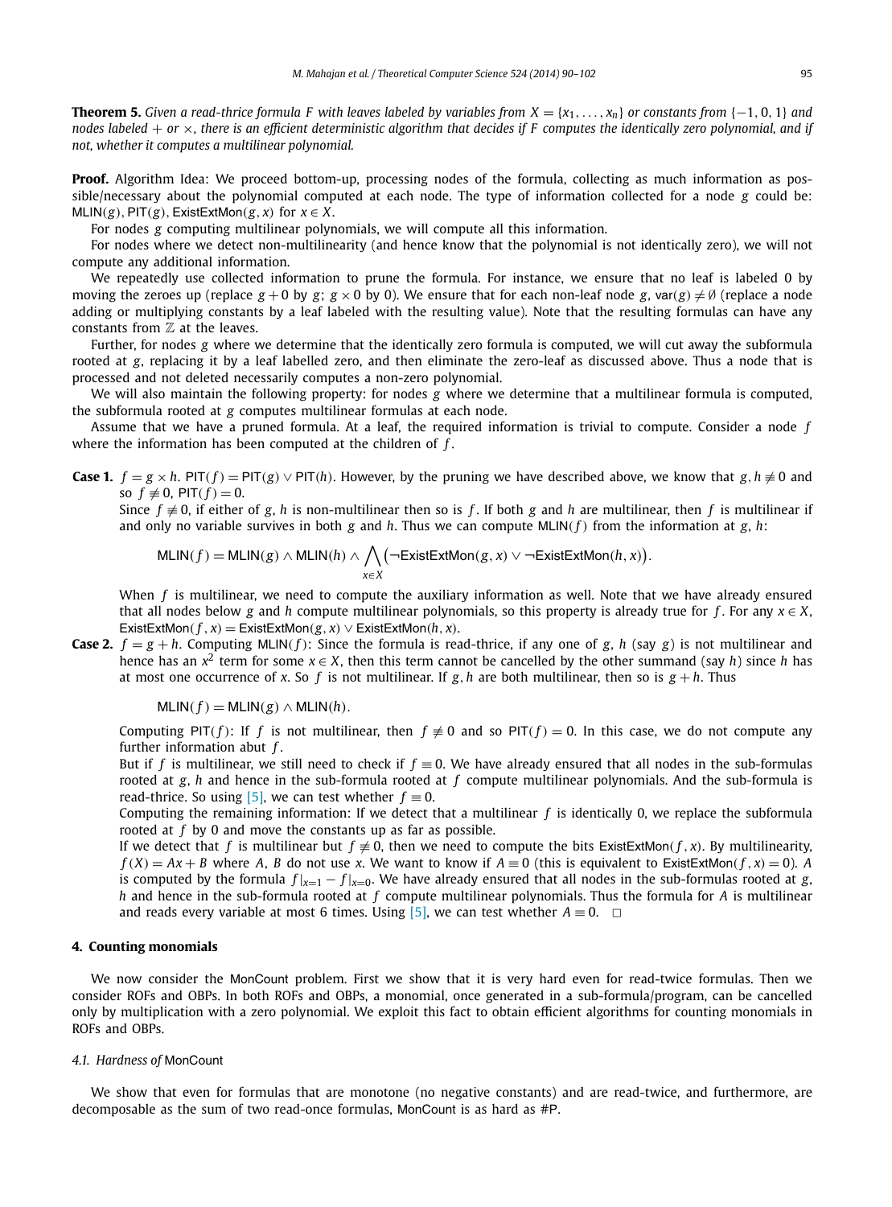**Theorem 5.** *Given a read-thrice formula $F$ with leaves labeled by variables from $X = \{x_1, \ldots, x_n\}$ or constants from $\{-1, 0, 1\}$ and nodes labeled $+$ or $\times$, there is an efficient deterministic algorithm that decides if $F$ computes the identically zero polynomial, and if not, whether it computes a multilinear polynomial.*

**Proof.** Algorithm Idea: We proceed bottom-up, processing nodes of the formula, collecting as much information as possible/necessary about the polynomial computed at each node. The type of information collected for a node $g$ could be: $\mathsf{MLIN}(g)$, $\mathsf{PIT}(g)$, $\mathsf{ExistExtMon}(g, x)$ for $x \in X$.

For nodes $g$ computing multilinear polynomials, we will compute all this information.

For nodes where we detect non-multilinearity (and hence know that the polynomial is not identically zero), we will not compute any additional information.

We repeatedly use collected information to prune the formula. For instance, we ensure that no leaf is labeled 0 by moving the zeroes up (replace $g + 0$ by $g$; $g \times 0$ by 0). We ensure that for each non-leaf node $g$, $\mathsf{var}(g) \neq \emptyset$ (replace a node adding or multiplying constants by a leaf labeled with the resulting value). Note that the resulting formulas can have any constants from $\mathbb{Z}$ at the leaves.

Further, for nodes $g$ where we determine that the identically zero formula is computed, we will cut away the subformula rooted at $g$, replacing it by a leaf labelled zero, and then eliminate the zero-leaf as discussed above. Thus a node that is processed and not deleted necessarily computes a non-zero polynomial.

We will also maintain the following property: for nodes $g$ where we determine that a multilinear formula is computed, the subformula rooted at $g$ computes multilinear formulas at each node.

Assume that we have a pruned formula. At a leaf, the required information is trivial to compute. Consider a node $f$ where the information has been computed at the children of $f$.

**Case 1.** $f = g \times h$. $\mathsf{PIT}(f) = \mathsf{PIT}(g) \vee \mathsf{PIT}(h)$. However, by the pruning we have described above, we know that $g, h \not\equiv 0$ and so $f \not\equiv 0$, $\mathsf{PIT}(f) = 0$.

Since $f \not\equiv 0$, if either of $g, h$ is non-multilinear then so is $f$. If both $g$ and $h$ are multilinear, then $f$ is multilinear if and only no variable survives in both $g$ and $h$. Thus we can compute $\mathsf{MLIN}(f)$ from the information at $g, h$:

$$\mathsf{MLIN}(f) = \mathsf{MLIN}(g) \wedge \mathsf{MLIN}(h) \wedge \bigwedge_{x \in X} \big(\neg \mathsf{ExistExtMon}(g, x) \vee \neg \mathsf{ExistExtMon}(h, x)\big).$$

When $f$ is multilinear, we need to compute the auxiliary information as well. Note that we have already ensured that all nodes below $g$ and $h$ compute multilinear polynomials, so this property is already true for $f$. For any $x \in X$, $\mathsf{ExistExtMon}(f, x) = \mathsf{ExistExtMon}(g, x) \vee \mathsf{ExistExtMon}(h, x)$.

**Case 2.** $f = g + h$. Computing $\mathsf{MLIN}(f)$: Since the formula is read-thrice, if any one of $g, h$ (say $g$) is not multilinear and hence has an $x^2$ term for some $x \in X$, then this term cannot be cancelled by the other summand (say $h$) since $h$ has at most one occurrence of $x$. So $f$ is not multilinear. If $g, h$ are both multilinear, then so is $g + h$. Thus

$$\mathsf{MLIN}(f) = \mathsf{MLIN}(g) \wedge \mathsf{MLIN}(h).$$

Computing $\mathsf{PIT}(f)$: If $f$ is not multilinear, then $f \not\equiv 0$ and so $\mathsf{PIT}(f) = 0$. In this case, we do not compute any further information abut $f$.

But if $f$ is multilinear, we still need to check if $f \equiv 0$. We have already ensured that all nodes in the sub-formulas rooted at $g$, $h$ and hence in the sub-formula rooted at $f$ compute multilinear polynomials. And the sub-formula is read-thrice. So using [5], we can test whether $f \equiv 0$.

Computing the remaining information: If we detect that a multilinear $f$ is identically 0, we replace the subformula rooted at $f$ by 0 and move the constants up as far as possible.

If we detect that $f$ is multilinear but $f \not\equiv 0$, then we need to compute the bits $\mathsf{ExistExtMon}(f, x)$. By multilinearity, $f(X) = Ax + B$ where $A$, $B$ do not use $x$. We want to know if $A \equiv 0$ (this is equivalent to $\mathsf{ExistExtMon}(f, x) = 0$). $A$ is computed by the formula $f|_{x=1} - f|_{x=0}$. We have already ensured that all nodes in the sub-formulas rooted at $g$, $h$ and hence in the sub-formula rooted at $f$ compute multilinear polynomials. Thus the formula for $A$ is multilinear and reads every variable at most 6 times. Using [5], we can test whether $A \equiv 0$. $\square$

## 4. Counting monomials

We now consider the $\mathsf{MonCount}$ problem. First we show that it is very hard even for read-twice formulas. Then we consider ROFs and OBPs. In both ROFs and OBPs, a monomial, once generated in a sub-formula/program, can be cancelled only by multiplication with a zero polynomial. We exploit this fact to obtain efficient algorithms for counting monomials in ROFs and OBPs.

### *4.1. Hardness of* MonCount

We show that even for formulas that are monotone (no negative constants) and are read-twice, and furthermore, are decomposable as the sum of two read-once formulas, $\mathsf{MonCount}$ is as hard as #P.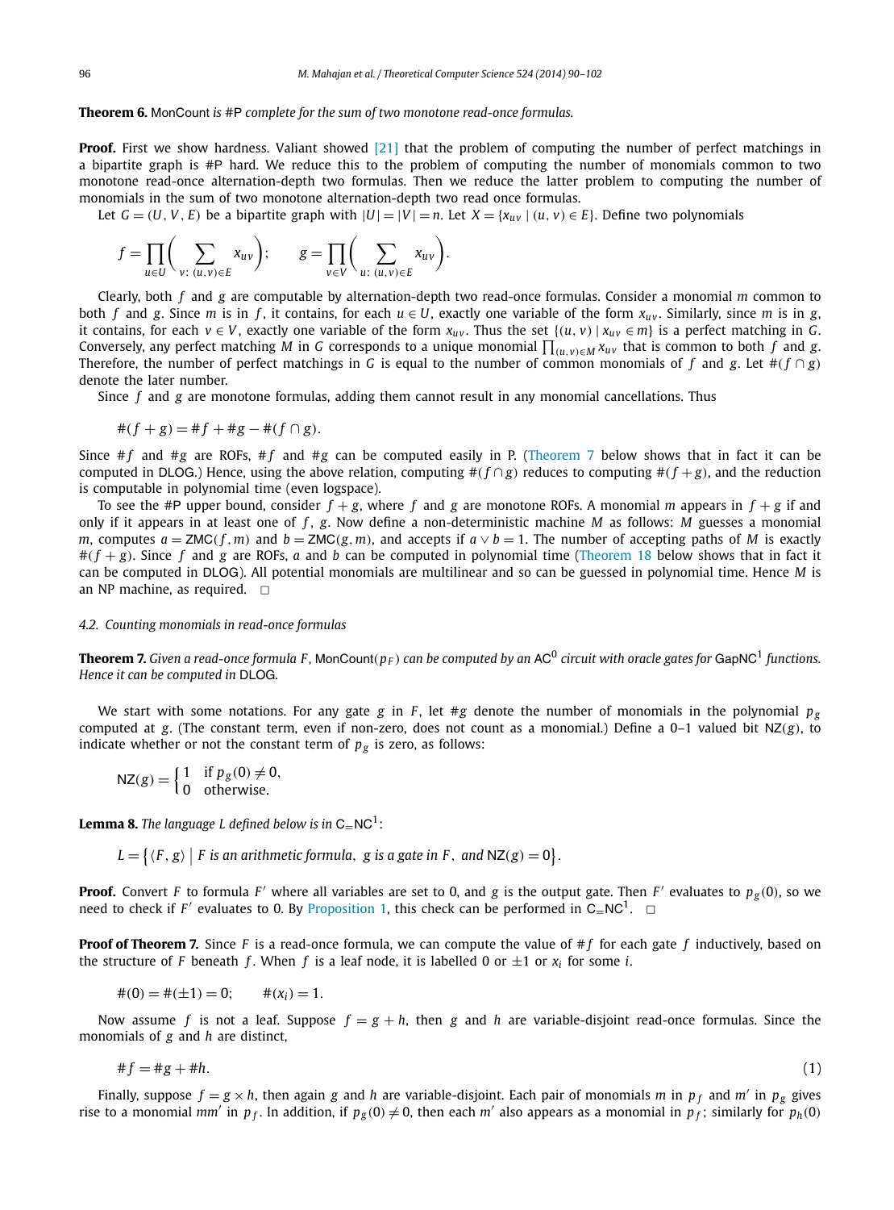**Theorem 6.** MonCount *is* #P *complete for the sum of two monotone read-once formulas.*

**Proof.** First we show hardness. Valiant showed [21] that the problem of computing the number of perfect matchings in a bipartite graph is #P hard. We reduce this to the problem of computing the number of monomials common to two monotone read-once alternation-depth two formulas. Then we reduce the latter problem to computing the number of monomials in the sum of two monotone alternation-depth two read once formulas.

Let $G = (U, V, E)$ be a bipartite graph with $|U| = |V| = n$. Let $X = \{x_{uv} \mid (u, v) \in E\}$. Define two polynomials

$$f = \prod_{u \in U} \left( \sum_{v:\ (u,v) \in E} x_{uv} \right); \qquad g = \prod_{v \in V} \left( \sum_{u:\ (u,v) \in E} x_{uv} \right).$$

Clearly, both $f$ and $g$ are computable by alternation-depth two read-once formulas. Consider a monomial $m$ common to both $f$ and $g$. Since $m$ is in $f$, it contains, for each $u \in U$, exactly one variable of the form $x_{uv}$. Similarly, since $m$ is in $g$, it contains, for each $v \in V$, exactly one variable of the form $x_{uv}$. Thus the set $\{(u, v) \mid x_{uv} \in m\}$ is a perfect matching in $G$. Conversely, any perfect matching $M$ in $G$ corresponds to a unique monomial $\prod_{(u,v) \in M} x_{uv}$ that is common to both $f$ and $g$. Therefore, the number of perfect matchings in $G$ is equal to the number of common monomials of $f$ and $g$. Let $\#(f \cap g)$ denote the later number.

Since $f$ and $g$ are monotone formulas, adding them cannot result in any monomial cancellations. Thus

$$\#(f + g) = \#f + \#g - \#(f \cap g).$$

Since $\#f$ and $\#g$ are ROFs, $\#f$ and $\#g$ can be computed easily in P. (Theorem 7 below shows that in fact it can be computed in DLOG.) Hence, using the above relation, computing $\#(f \cap g)$ reduces to computing $\#(f + g)$, and the reduction is computable in polynomial time (even logspace).

To see the #P upper bound, consider $f + g$, where $f$ and $g$ are monotone ROFs. A monomial $m$ appears in $f + g$ if and only if it appears in at least one of $f$, $g$. Now define a non-deterministic machine $M$ as follows: $M$ guesses a monomial $m$, computes $a = \mathsf{ZMC}(f, m)$ and $b = \mathsf{ZMC}(g, m)$, and accepts if $a \vee b = 1$. The number of accepting paths of $M$ is exactly $\#(f + g)$. Since $f$ and $g$ are ROFs, $a$ and $b$ can be computed in polynomial time (Theorem 18 below shows that in fact it can be computed in DLOG). All potential monomials are multilinear and so can be guessed in polynomial time. Hence $M$ is an NP machine, as required. $\square$

### 4.2. Counting monomials in read-once formulas

**Theorem 7.** *Given a read-once formula $F$, $\mathsf{MonCount}(p_F)$ can be computed by an $\mathsf{AC}^0$ circuit with oracle gates for $\mathsf{GapNC}^1$ functions. Hence it can be computed in* DLOG*.*

We start with some notations. For any gate $g$ in $F$, let $\#g$ denote the number of monomials in the polynomial $p_g$ computed at $g$. (The constant term, even if non-zero, does not count as a monomial.) Define a 0–1 valued bit $\mathsf{NZ}(g)$, to indicate whether or not the constant term of $p_g$ is zero, as follows:

$$\mathsf{NZ}(g) = \begin{cases} 1 & \text{if } p_g(0) \neq 0, \\ 0 & \text{otherwise.} \end{cases}$$

**Lemma 8.** *The language $L$ defined below is in $\mathsf{C_{=}NC}^1$:*

$$L = \big\{ \langle F, g \rangle \bigm| F \text{ is an arithmetic formula},\ g \text{ is a gate in } F,\ \text{and } \mathsf{NZ}(g) = 0 \big\}.$$

**Proof.** Convert $F$ to formula $F'$ where all variables are set to 0, and $g$ is the output gate. Then $F'$ evaluates to $p_g(0)$, so we need to check if $F'$ evaluates to 0. By Proposition 1, this check can be performed in $\mathsf{C_{=}NC}^1$. $\square$

**Proof of Theorem 7.** Since $F$ is a read-once formula, we can compute the value of $\#f$ for each gate $f$ inductively, based on the structure of $F$ beneath $f$. When $f$ is a leaf node, it is labelled 0 or $\pm 1$ or $x_i$ for some $i$.

$$\#(0) = \#(\pm 1) = 0; \qquad \#(x_i) = 1.$$

Now assume $f$ is not a leaf. Suppose $f = g + h$, then $g$ and $h$ are variable-disjoint read-once formulas. Since the monomials of $g$ and $h$ are distinct,

$$\#f = \#g + \#h. \tag{1}$$

Finally, suppose $f = g \times h$, then again $g$ and $h$ are variable-disjoint. Each pair of monomials $m$ in $p_f$ and $m'$ in $p_g$ gives rise to a monomial $mm'$ in $p_f$. In addition, if $p_g(0) \neq 0$, then each $m'$ also appears as a monomial in $p_f$; similarly for $p_h(0)$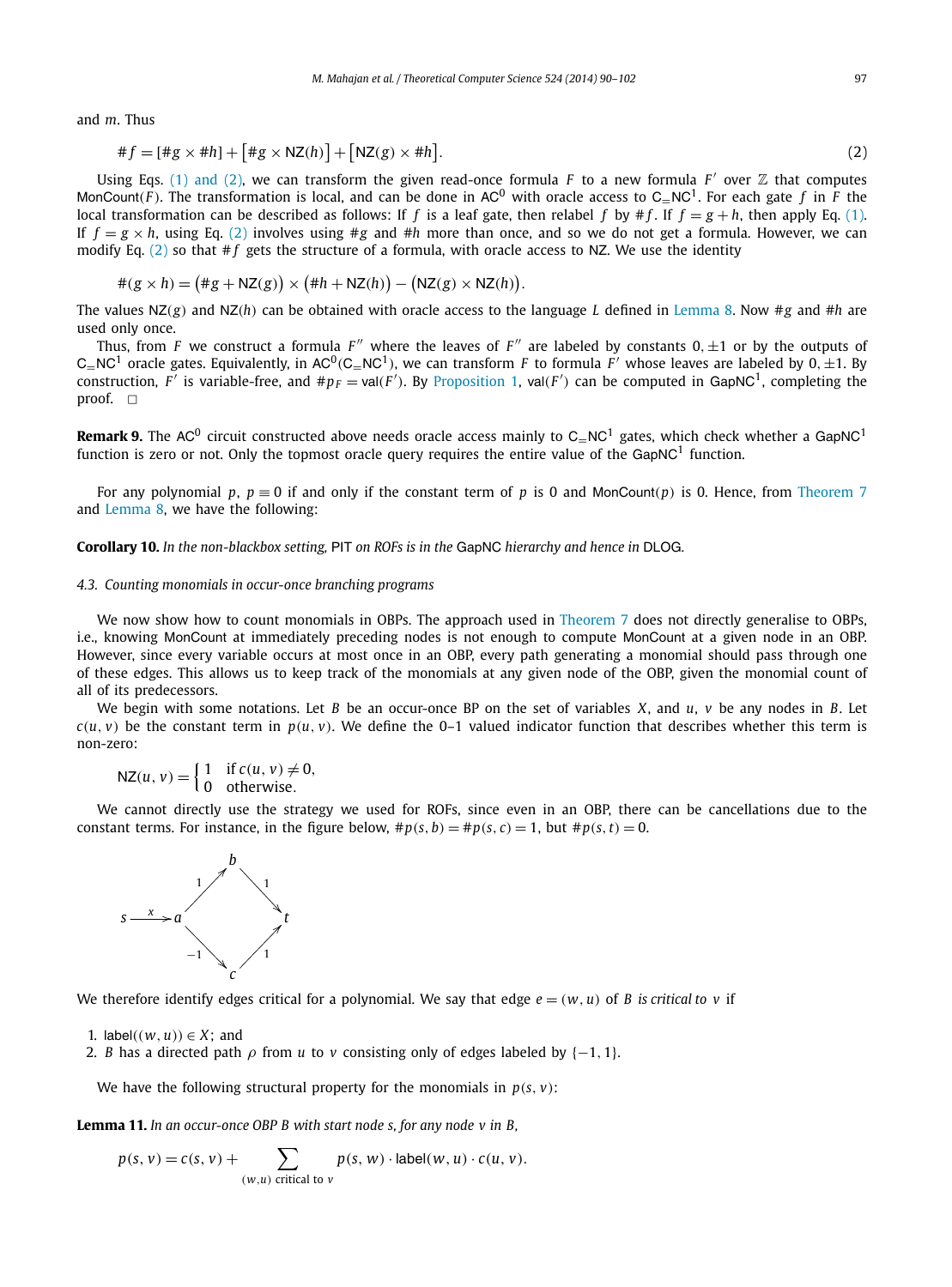and $m$. Thus

$$\#f = [\#g \times \#h] + [\#g \times \mathsf{NZ}(h)] + [\mathsf{NZ}(g) \times \#h]. \tag{2}$$

Using Eqs. (1) and (2), we can transform the given read-once formula $F$ to a new formula $F'$ over $\mathbb{Z}$ that computes $\mathsf{MonCount}(F)$. The transformation is local, and can be done in $\mathsf{AC}^0$ with oracle access to $\mathsf{C_{=}NC}^1$. For each gate $f$ in $F$ the local transformation can be described as follows: If $f$ is a leaf gate, then relabel $f$ by $\#f$. If $f = g + h$, then apply Eq. (1). If $f = g \times h$, using Eq. (2) involves using $\#g$ and $\#h$ more than once, and so we do not get a formula. However, we can modify Eq. (2) so that $\#f$ gets the structure of a formula, with oracle access to NZ. We use the identity

$$\#(g \times h) = (\#g + \mathsf{NZ}(g)) \times (\#h + \mathsf{NZ}(h)) - (\mathsf{NZ}(g) \times \mathsf{NZ}(h)).$$

The values $\mathsf{NZ}(g)$ and $\mathsf{NZ}(h)$ can be obtained with oracle access to the language $L$ defined in Lemma 8. Now $\#g$ and $\#h$ are used only once.

Thus, from $F$ we construct a formula $F''$ where the leaves of $F''$ are labeled by constants $0, \pm 1$ or by the outputs of $\mathsf{C_{=}NC}^1$ oracle gates. Equivalently, in $\mathsf{AC}^0(\mathsf{C_{=}NC}^1)$, we can transform $F$ to formula $F'$ whose leaves are labeled by $0, \pm 1$. By construction, $F'$ is variable-free, and $\#p_F = \mathsf{val}(F')$. By Proposition 1, $\mathsf{val}(F')$ can be computed in $\mathsf{GapNC}^1$, completing the proof. $\square$

**Remark 9.** The $\mathsf{AC}^0$ circuit constructed above needs oracle access mainly to $\mathsf{C_{=}NC}^1$ gates, which check whether a $\mathsf{GapNC}^1$ function is zero or not. Only the topmost oracle query requires the entire value of the $\mathsf{GapNC}^1$ function.

For any polynomial $p$, $p \equiv 0$ if and only if the constant term of $p$ is 0 and $\mathsf{MonCount}(p)$ is 0. Hence, from Theorem 7 and Lemma 8, we have the following:

**Corollary 10.** *In the non-blackbox setting,* PIT *on ROFs is in the* GapNC *hierarchy and hence in* DLOG*.*

### 4.3. Counting monomials in occur-once branching programs

We now show how to count monomials in OBPs. The approach used in Theorem 7 does not directly generalise to OBPs, i.e., knowing MonCount at immediately preceding nodes is not enough to compute MonCount at a given node in an OBP. However, since every variable occurs at most once in an OBP, every path generating a monomial should pass through one of these edges. This allows us to keep track of the monomials at any given node of the OBP, given the monomial count of all of its predecessors.

We begin with some notations. Let $B$ be an occur-once BP on the set of variables $X$, and $u$, $v$ be any nodes in $B$. Let $c(u, v)$ be the constant term in $p(u, v)$. We define the 0–1 valued indicator function that describes whether this term is non-zero:

$$\mathsf{NZ}(u, v) = \begin{cases} 1 & \text{if } c(u, v) \neq 0, \\ 0 & \text{otherwise.} \end{cases}$$

We cannot directly use the strategy we used for ROFs, since even in an OBP, there can be cancellations due to the constant terms. For instance, in the figure below, $\#p(s, b) = \#p(s, c) = 1$, but $\#p(s, t) = 0$.

We therefore identify edges critical for a polynomial. We say that edge $e = (w, u)$ of $B$ *is critical to* $v$ if

1. $\mathsf{label}((w, u)) \in X$; and
2. $B$ has a directed path $\rho$ from $u$ to $v$ consisting only of edges labeled by $\{-1, 1\}$.

We have the following structural property for the monomials in $p(s, v)$:

**Lemma 11.** *In an occur-once OBP $B$ with start node $s$, for any node $v$ in $B$,*

$$p(s, v) = c(s, v) + \sum_{(w,u) \text{ critical to } v} p(s, w) \cdot \mathsf{label}(w, u) \cdot c(u, v).$$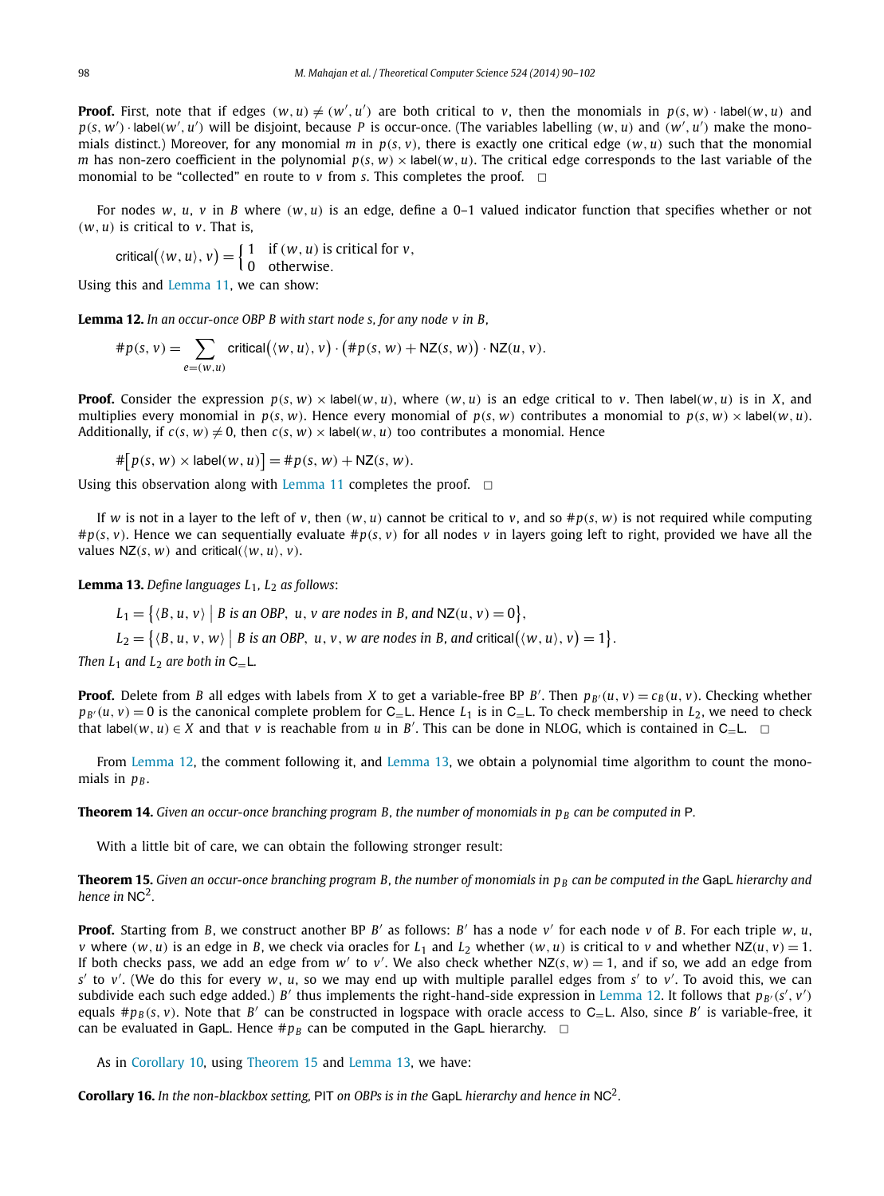**Proof.** First, note that if edges $(w, u) \neq (w', u')$ are both critical to $v$, then the monomials in $p(s, w) \cdot \mathsf{label}(w, u)$ and $p(s, w') \cdot \mathsf{label}(w', u')$ will be disjoint, because $P$ is occur-once. (The variables labelling $(w, u)$ and $(w', u')$ make the monomials distinct.) Moreover, for any monomial $m$ in $p(s, v)$, there is exactly one critical edge $(w, u)$ such that the monomial $m$ has non-zero coefficient in the polynomial $p(s, w) \times \mathsf{label}(w, u)$. The critical edge corresponds to the last variable of the monomial to be "collected" en route to $v$ from $s$. This completes the proof. $\square$

For nodes $w$, $u$, $v$ in $B$ where $(w, u)$ is an edge, define a 0–1 valued indicator function that specifies whether or not $(w, u)$ is critical to $v$. That is,

$$\mathsf{critical}\big(\langle w, u\rangle, v\big) = \begin{cases} 1 & \text{if } (w, u) \text{ is critical for } v, \\ 0 & \text{otherwise.} \end{cases}$$

Using this and Lemma 11, we can show:

**Lemma 12.** *In an occur-once OBP $B$ with start node $s$, for any node $v$ in $B$,*

$$\#p(s, v) = \sum_{e=(w,u)} \mathsf{critical}\big(\langle w, u\rangle, v\big) \cdot \big(\#p(s, w) + \mathsf{NZ}(s, w)\big) \cdot \mathsf{NZ}(u, v).$$

**Proof.** Consider the expression $p(s, w) \times \mathsf{label}(w, u)$, where $(w, u)$ is an edge critical to $v$. Then $\mathsf{label}(w, u)$ is in $X$, and multiplies every monomial in $p(s, w)$. Hence every monomial of $p(s, w)$ contributes a monomial to $p(s, w) \times \mathsf{label}(w, u)$. Additionally, if $c(s, w) \neq 0$, then $c(s, w) \times \mathsf{label}(w, u)$ too contributes a monomial. Hence

$$\#\big[p(s, w) \times \mathsf{label}(w, u)\big] = \#p(s, w) + \mathsf{NZ}(s, w).$$

Using this observation along with Lemma 11 completes the proof. $\square$

If $w$ is not in a layer to the left of $v$, then $(w, u)$ cannot be critical to $v$, and so $\#p(s, w)$ is not required while computing $\#p(s, v)$. Hence we can sequentially evaluate $\#p(s, v)$ for all nodes $v$ in layers going left to right, provided we have all the values $\mathsf{NZ}(s, w)$ and $\mathsf{critical}(\langle w, u\rangle, v)$.

**Lemma 13.** *Define languages $L_1$, $L_2$ as follows:*

$$L_1 = \big\{\langle B, u, v\rangle \mid B \text{ is an OBP, } u, v \text{ are nodes in } B, \text{ and } \mathsf{NZ}(u, v) = 0\big\},$$
$$L_2 = \big\{\langle B, u, v, w\rangle \mid B \text{ is an OBP, } u, v, w \text{ are nodes in } B, \text{ and } \mathsf{critical}\big(\langle w, u\rangle, v\big) = 1\big\}.$$

*Then $L_1$ and $L_2$ are both in $\mathsf{C_{=}L}$.*

**Proof.** Delete from $B$ all edges with labels from $X$ to get a variable-free BP $B'$. Then $p_{B'}(u, v) = c_B(u, v)$. Checking whether $p_{B'}(u, v) = 0$ is the canonical complete problem for $\mathsf{C_{=}L}$. Hence $L_1$ is in $\mathsf{C_{=}L}$. To check membership in $L_2$, we need to check that $\mathsf{label}(w, u) \in X$ and that $v$ is reachable from $u$ in $B'$. This can be done in NLOG, which is contained in $\mathsf{C_{=}L}$. $\square$

From Lemma 12, the comment following it, and Lemma 13, we obtain a polynomial time algorithm to count the monomials in $p_B$.

**Theorem 14.** *Given an occur-once branching program $B$, the number of monomials in $p_B$ can be computed in* $\mathsf{P}$.

With a little bit of care, we can obtain the following stronger result:

**Theorem 15.** *Given an occur-once branching program $B$, the number of monomials in $p_B$ can be computed in the* $\mathsf{GapL}$ *hierarchy and hence in* $\mathsf{NC}^2$.

**Proof.** Starting from $B$, we construct another BP $B'$ as follows: $B'$ has a node $v'$ for each node $v$ of $B$. For each triple $w$, $u$, $v$ where $(w, u)$ is an edge in $B$, we check via oracles for $L_1$ and $L_2$ whether $(w, u)$ is critical to $v$ and whether $\mathsf{NZ}(u, v) = 1$. If both checks pass, we add an edge from $w'$ to $v'$. We also check whether $\mathsf{NZ}(s, w) = 1$, and if so, we add an edge from $s'$ to $v'$. (We do this for every $w$, $u$, so we may end up with multiple parallel edges from $s'$ to $v'$. To avoid this, we can subdivide each such edge added.) $B'$ thus implements the right-hand-side expression in Lemma 12. It follows that $p_{B'}(s', v')$ equals $\#p_B(s, v)$. Note that $B'$ can be constructed in logspace with oracle access to $\mathsf{C_{=}L}$. Also, since $B'$ is variable-free, it can be evaluated in $\mathsf{GapL}$. Hence $\#p_B$ can be computed in the $\mathsf{GapL}$ hierarchy. $\square$

As in Corollary 10, using Theorem 15 and Lemma 13, we have:

**Corollary 16.** *In the non-blackbox setting,* $\mathsf{PIT}$ *on OBPs is in the* $\mathsf{GapL}$ *hierarchy and hence in* $\mathsf{NC}^2$.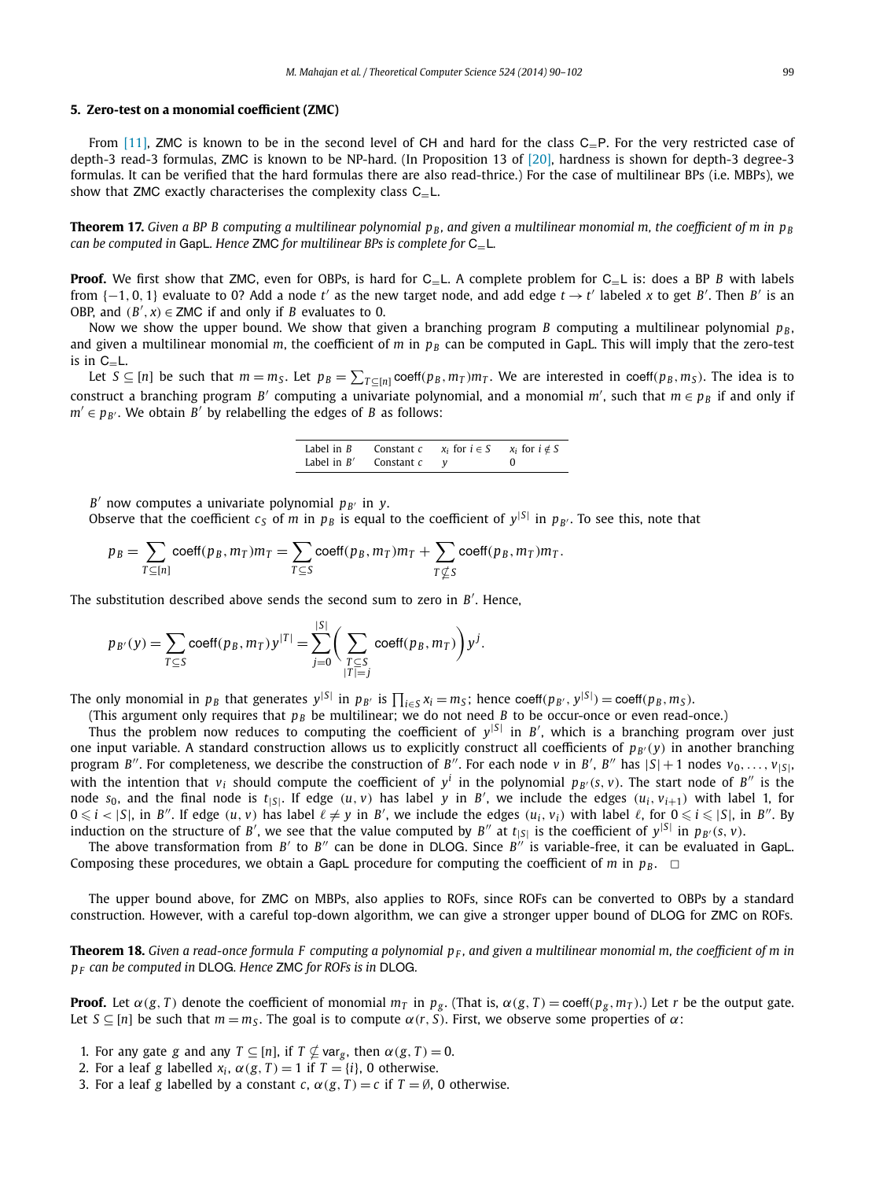## 5. Zero-test on a monomial coefficient (ZMC)

From [11], ZMC is known to be in the second level of CH and hard for the class $\mathsf{C_=P}$. For the very restricted case of depth-3 read-3 formulas, ZMC is known to be NP-hard. (In Proposition 13 of [20], hardness is shown for depth-3 degree-3 formulas. It can be verified that the hard formulas there are also read-thrice.) For the case of multilinear BPs (i.e. MBPs), we show that ZMC exactly characterises the complexity class $\mathsf{C_=L}$.

**Theorem 17.** *Given a BP $B$ computing a multilinear polynomial $p_B$, and given a multilinear monomial $m$, the coefficient of $m$ in $p_B$ can be computed in* GapL. *Hence* ZMC *for multilinear BPs is complete for* $\mathsf{C_=L}$.

**Proof.** We first show that ZMC, even for OBPs, is hard for $\mathsf{C_=L}$. A complete problem for $\mathsf{C_=L}$ is: does a BP $B$ with labels from $\{-1, 0, 1\}$ evaluate to 0? Add a node $t'$ as the new target node, and add edge $t \to t'$ labeled $x$ to get $B'$. Then $B'$ is an OBP, and $(B', x) \in$ ZMC if and only if $B$ evaluates to 0.

Now we show the upper bound. We show that given a branching program $B$ computing a multilinear polynomial $p_B$, and given a multilinear monomial $m$, the coefficient of $m$ in $p_B$ can be computed in GapL. This will imply that the zero-test is in $\mathsf{C_=L}$.

Let $S \subseteq [n]$ be such that $m = m_S$. Let $p_B = \sum_{T \subseteq [n]} \mathsf{coeff}(p_B, m_T) m_T$. We are interested in $\mathsf{coeff}(p_B, m_S)$. The idea is to construct a branching program $B'$ computing a univariate polynomial, and a monomial $m'$, such that $m \in p_B$ if and only if $m' \in p_{B'}$. We obtain $B'$ by relabelling the edges of $B$ as follows:

| Label in $B$ | Constant $c$ | $x_i$ for $i \in S$ | $x_i$ for $i \notin S$ |
|---|---|---|---|
| Label in $B'$ | Constant $c$ | $y$ | 0 |

$B'$ now computes a univariate polynomial $p_{B'}$ in $y$.

Observe that the coefficient $c_S$ of $m$ in $p_B$ is equal to the coefficient of $y^{|S|}$ in $p_{B'}$. To see this, note that

$$p_B = \sum_{T \subseteq [n]} \mathsf{coeff}(p_B, m_T) m_T = \sum_{T \subseteq S} \mathsf{coeff}(p_B, m_T) m_T + \sum_{T \nsubseteq S} \mathsf{coeff}(p_B, m_T) m_T.$$

The substitution described above sends the second sum to zero in $B'$. Hence,

$$p_{B'}(y) = \sum_{T \subseteq S} \mathsf{coeff}(p_B, m_T) y^{|T|} = \sum_{j=0}^{|S|} \left( \sum_{\substack{T \subseteq S \\ |T| = j}} \mathsf{coeff}(p_B, m_T) \right) y^j.$$

The only monomial in $p_B$ that generates $y^{|S|}$ in $p_{B'}$ is $\prod_{i \in S} x_i = m_S$; hence $\mathsf{coeff}(p_{B'}, y^{|S|}) = \mathsf{coeff}(p_B, m_S)$.

(This argument only requires that $p_B$ be multilinear; we do not need $B$ to be occur-once or even read-once.)

Thus the problem now reduces to computing the coefficient of $y^{|S|}$ in $B'$, which is a branching program over just one input variable. A standard construction allows us to explicitly construct all coefficients of $p_{B'}(y)$ in another branching program $B''$. For completeness, we describe the construction of $B''$. For each node $v$ in $B'$, $B''$ has $|S| + 1$ nodes $v_0, \ldots, v_{|S|}$, with the intention that $v_i$ should compute the coefficient of $y^i$ in the polynomial $p_{B'}(s, v)$. The start node of $B''$ is the node $s_0$, and the final node is $t_{|S|}$. If edge $(u, v)$ has label $y$ in $B'$, we include the edges $(u_i, v_{i+1})$ with label 1, for $0 \leqslant i < |S|$, in $B''$. If edge $(u, v)$ has label $\ell \neq y$ in $B'$, we include the edges $(u_i, v_i)$ with label $\ell$, for $0 \leqslant i \leqslant |S|$, in $B''$. By induction on the structure of $B'$, we see that the value computed by $B''$ at $t_{|S|}$ is the coefficient of $y^{|S|}$ in $p_{B'}(s, v)$.

The above transformation from $B'$ to $B''$ can be done in DLOG. Since $B''$ is variable-free, it can be evaluated in GapL. Composing these procedures, we obtain a GapL procedure for computing the coefficient of $m$ in $p_B$. $\square$

The upper bound above, for ZMC on MBPs, also applies to ROFs, since ROFs can be converted to OBPs by a standard construction. However, with a careful top-down algorithm, we can give a stronger upper bound of DLOG for ZMC on ROFs.

**Theorem 18.** *Given a read-once formula $F$ computing a polynomial $p_F$, and given a multilinear monomial $m$, the coefficient of $m$ in $p_F$ can be computed in* DLOG. *Hence* ZMC *for ROFs is in* DLOG.

**Proof.** Let $\alpha(g, T)$ denote the coefficient of monomial $m_T$ in $p_g$. (That is, $\alpha(g, T) = \mathsf{coeff}(p_g, m_T)$.) Let $r$ be the output gate. Let $S \subseteq [n]$ be such that $m = m_S$. The goal is to compute $\alpha(r, S)$. First, we observe some properties of $\alpha$:

1. For any gate $g$ and any $T \subseteq [n]$, if $T \nsubseteq \mathsf{var}_g$, then $\alpha(g, T) = 0$.
2. For a leaf $g$ labelled $x_i$, $\alpha(g, T) = 1$ if $T = \{i\}$, 0 otherwise.
3. For a leaf $g$ labelled by a constant $c$, $\alpha(g, T) = c$ if $T = \emptyset$, 0 otherwise.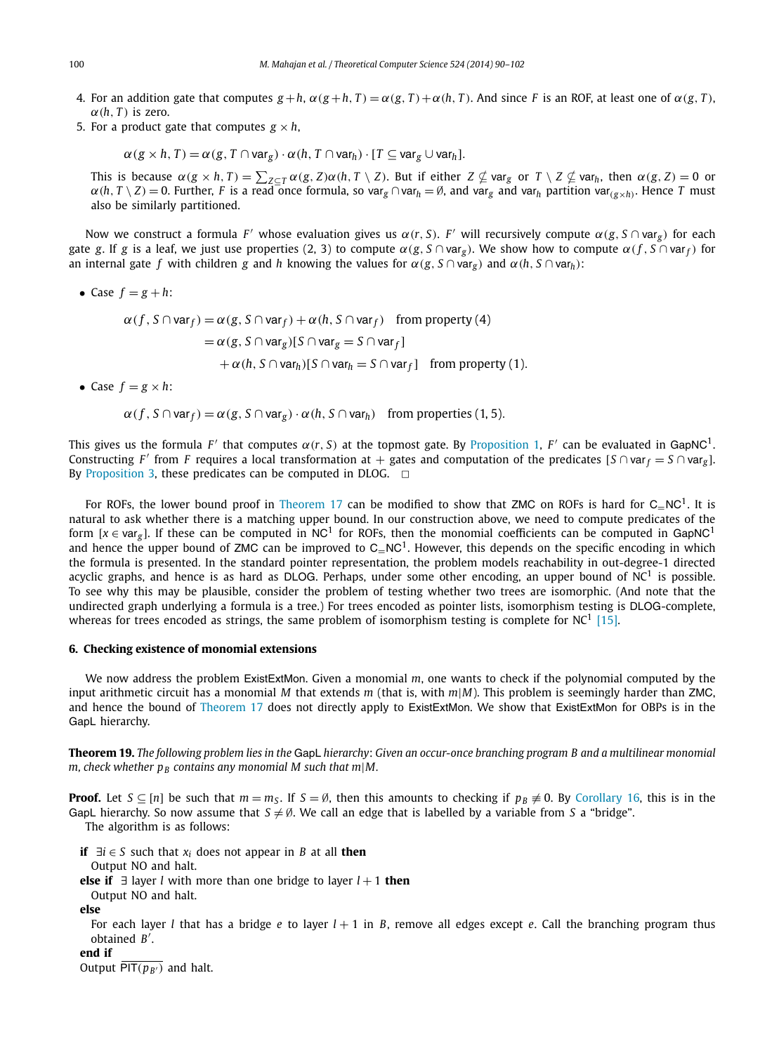4. For an addition gate that computes $g+h$, $\alpha(g+h, T) = \alpha(g, T) + \alpha(h, T)$. And since $F$ is an ROF, at least one of $\alpha(g, T)$, $\alpha(h, T)$ is zero.
5. For a product gate that computes $g \times h$,

$$\alpha(g \times h, T) = \alpha(g, T \cap \mathsf{var}_g) \cdot \alpha(h, T \cap \mathsf{var}_h) \cdot [T \subseteq \mathsf{var}_g \cup \mathsf{var}_h].$$

This is because $\alpha(g \times h, T) = \sum_{Z \subseteq T} \alpha(g, Z)\alpha(h, T \setminus Z)$. But if either $Z \nsubseteq \mathsf{var}_g$ or $T \setminus Z \nsubseteq \mathsf{var}_h$, then $\alpha(g, Z) = 0$ or $\alpha(h, T \setminus Z) = 0$. Further, $F$ is a read once formula, so $\mathsf{var}_g \cap \mathsf{var}_h = \emptyset$, and $\mathsf{var}_g$ and $\mathsf{var}_h$ partition $\mathsf{var}_{(g \times h)}$. Hence $T$ must also be similarly partitioned.

Now we construct a formula $F'$ whose evaluation gives us $\alpha(r, S)$. $F'$ will recursively compute $\alpha(g, S \cap \mathsf{var}_g)$ for each gate $g$. If $g$ is a leaf, we just use properties (2, 3) to compute $\alpha(g, S \cap \mathsf{var}_g)$. We show how to compute $\alpha(f, S \cap \mathsf{var}_f)$ for an internal gate $f$ with children $g$ and $h$ knowing the values for $\alpha(g, S \cap \mathsf{var}_g)$ and $\alpha(h, S \cap \mathsf{var}_h)$:

- Case $f = g + h$:

$$\begin{aligned}
\alpha(f, S \cap \mathsf{var}_f) &= \alpha(g, S \cap \mathsf{var}_f) + \alpha(h, S \cap \mathsf{var}_f) \quad \text{from property (4)} \\
&= \alpha(g, S \cap \mathsf{var}_g)[S \cap \mathsf{var}_g = S \cap \mathsf{var}_f] \\
&\quad + \alpha(h, S \cap \mathsf{var}_h)[S \cap \mathsf{var}_h = S \cap \mathsf{var}_f] \quad \text{from property (1).}
\end{aligned}$$

- Case $f = g \times h$:

$$\alpha(f, S \cap \mathsf{var}_f) = \alpha(g, S \cap \mathsf{var}_g) \cdot \alpha(h, S \cap \mathsf{var}_h) \quad \text{from properties (1, 5).}$$

This gives us the formula $F'$ that computes $\alpha(r, S)$ at the topmost gate. By Proposition 1, $F'$ can be evaluated in $\mathsf{GapNC}^1$. Constructing $F'$ from $F$ requires a local transformation at $+$ gates and computation of the predicates $[S \cap \mathsf{var}_f = S \cap \mathsf{var}_g]$. By Proposition 3, these predicates can be computed in DLOG. $\square$

For ROFs, the lower bound proof in Theorem 17 can be modified to show that ZMC on ROFs is hard for $\mathsf{C_=NC}^1$. It is natural to ask whether there is a matching upper bound. In our construction above, we need to compute predicates of the form $[x \in \mathsf{var}_g]$. If these can be computed in $\mathsf{NC}^1$ for ROFs, then the monomial coefficients can be computed in $\mathsf{GapNC}^1$ and hence the upper bound of ZMC can be improved to $\mathsf{C_=NC}^1$. However, this depends on the specific encoding in which the formula is presented. In the standard pointer representation, the problem models reachability in out-degree-1 directed acyclic graphs, and hence is as hard as DLOG. Perhaps, under some other encoding, an upper bound of $\mathsf{NC}^1$ is possible. To see why this may be plausible, consider the problem of testing whether two trees are isomorphic. (And note that the undirected graph underlying a formula is a tree.) For trees encoded as pointer lists, isomorphism testing is DLOG-complete, whereas for trees encoded as strings, the same problem of isomorphism testing is complete for $\mathsf{NC}^1$ [15].

## 6. Checking existence of monomial extensions

We now address the problem ExistExtMon. Given a monomial $m$, one wants to check if the polynomial computed by the input arithmetic circuit has a monomial $M$ that extends $m$ (that is, with $m|M$). This problem is seemingly harder than ZMC, and hence the bound of Theorem 17 does not directly apply to ExistExtMon. We show that ExistExtMon for OBPs is in the GapL hierarchy.

**Theorem 19.** *The following problem lies in the* GapL *hierarchy: Given an occur-once branching program $B$ and a multilinear monomial $m$, check whether $p_B$ contains any monomial $M$ such that $m|M$.*

**Proof.** Let $S \subseteq [n]$ be such that $m = m_S$. If $S = \emptyset$, then this amounts to checking if $p_B \not\equiv 0$. By Corollary 16, this is in the GapL hierarchy. So now assume that $S \neq \emptyset$. We call an edge that is labelled by a variable from $S$ a "bridge".

The algorithm is as follows:

**if** $\exists i \in S$ such that $x_i$ does not appear in $B$ at all **then**
  Output NO and halt.
**else if** $\exists$ layer $l$ with more than one bridge to layer $l+1$ **then**
  Output NO and halt.
**else**
  For each layer $l$ that has a bridge $e$ to layer $l+1$ in $B$, remove all edges except $e$. Call the branching program thus obtained $B'$.
**end if**
Output $\overline{\mathsf{PIT}(p_{B'})}$ and halt.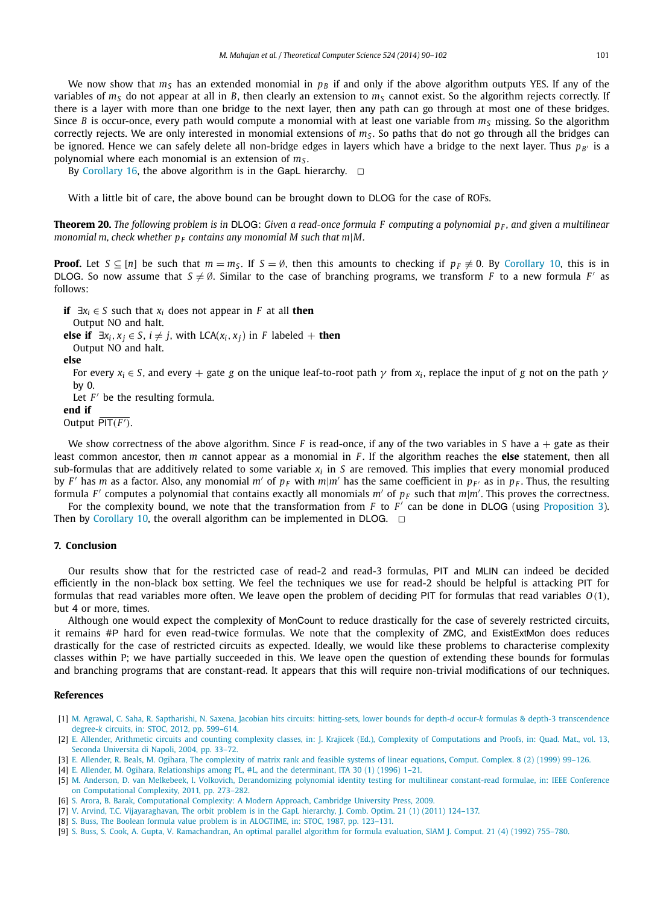We now show that $m_S$ has an extended monomial in $p_B$ if and only if the above algorithm outputs YES. If any of the variables of $m_S$ do not appear at all in $B$, then clearly an extension to $m_S$ cannot exist. So the algorithm rejects correctly. If there is a layer with more than one bridge to the next layer, then any path can go through at most one of these bridges. Since $B$ is occur-once, every path would compute a monomial with at least one variable from $m_S$ missing. So the algorithm correctly rejects. We are only interested in monomial extensions of $m_S$. So paths that do not go through all the bridges can be ignored. Hence we can safely delete all non-bridge edges in layers which have a bridge to the next layer. Thus $p_{B'}$ is a polynomial where each monomial is an extension of $m_S$.

By Corollary 16, the above algorithm is in the GapL hierarchy. □

With a little bit of care, the above bound can be brought down to DLOG for the case of ROFs.

**Theorem 20.** *The following problem is in* DLOG: *Given a read-once formula $F$ computing a polynomial $p_F$, and given a multilinear monomial $m$, check whether $p_F$ contains any monomial $M$ such that $m|M$.*

**Proof.** Let $S \subseteq [n]$ be such that $m = m_S$. If $S = \emptyset$, then this amounts to checking if $p_F \not\equiv 0$. By Corollary 10, this is in DLOG. So now assume that $S \neq \emptyset$. Similar to the case of branching programs, we transform $F$ to a new formula $F'$ as follows:

**if** $\exists x_i \in S$ such that $x_i$ does not appear in $F$ at all **then**
  Output NO and halt.
**else if** $\exists x_i, x_j \in S$, $i \neq j$, with LCA$(x_i, x_j)$ in $F$ labeled $+$ **then**
  Output NO and halt.
**else**
  For every $x_i \in S$, and every $+$ gate $g$ on the unique leaf-to-root path $\gamma$ from $x_i$, replace the input of $g$ not on the path $\gamma$ by 0.
  Let $F'$ be the resulting formula.
**end if**
Output $\overline{\mathsf{PIT}(F')}$.

We show correctness of the above algorithm. Since $F$ is read-once, if any of the two variables in $S$ have a $+$ gate as their least common ancestor, then $m$ cannot appear as a monomial in $F$. If the algorithm reaches the **else** statement, then all sub-formulas that are additively related to some variable $x_i$ in $S$ are removed. This implies that every monomial produced by $F'$ has $m$ as a factor. Also, any monomial $m'$ of $p_F$ with $m|m'$ has the same coefficient in $p_{F'}$ as in $p_F$. Thus, the resulting formula $F'$ computes a polynomial that contains exactly all monomials $m'$ of $p_F$ such that $m|m'$. This proves the correctness.

For the complexity bound, we note that the transformation from $F$ to $F'$ can be done in DLOG (using Proposition 3). Then by Corollary 10, the overall algorithm can be implemented in DLOG. □

## 7. Conclusion

Our results show that for the restricted case of read-2 and read-3 formulas, PIT and MLIN can indeed be decided efficiently in the non-black box setting. We feel the techniques we use for read-2 should be helpful is attacking PIT for formulas that read variables more often. We leave open the problem of deciding PIT for formulas that read variables $O(1)$, but 4 or more, times.

Although one would expect the complexity of MonCount to reduce drastically for the case of severely restricted circuits, it remains #P hard for even read-twice formulas. We note that the complexity of ZMC, and ExistExtMon does reduces drastically for the case of restricted circuits as expected. Ideally, we would like these problems to characterise complexity classes within P; we have partially succeeded in this. We leave open the question of extending these bounds for formulas and branching programs that are constant-read. It appears that this will require non-trivial modifications of our techniques.

## References

[1] M. Agrawal, C. Saha, R. Saptharishi, N. Saxena, Jacobian hits circuits: hitting-sets, lower bounds for depth-$d$ occur-$k$ formulas & depth-3 transcendence degree-$k$ circuits, in: STOC, 2012, pp. 599–614.

[2] E. Allender, Arithmetic circuits and counting complexity classes, in: J. Krajicek (Ed.), Complexity of Computations and Proofs, in: Quad. Mat., vol. 13, Seconda Universita di Napoli, 2004, pp. 33–72.

[3] E. Allender, R. Beals, M. Ogihara, The complexity of matrix rank and feasible systems of linear equations, Comput. Complex. 8 (2) (1999) 99–126.

[4] E. Allender, M. Ogihara, Relationships among PL, #L, and the determinant, ITA 30 (1) (1996) 1–21.

[5] M. Anderson, D. van Melkebeek, I. Volkovich, Derandomizing polynomial identity testing for multilinear constant-read formulae, in: IEEE Conference on Computational Complexity, 2011, pp. 273–282.

[6] S. Arora, B. Barak, Computational Complexity: A Modern Approach, Cambridge University Press, 2009.

[7] V. Arvind, T.C. Vijayaraghavan, The orbit problem is in the GapL hierarchy, J. Comb. Optim. 21 (1) (2011) 124–137.

[8] S. Buss, The Boolean formula value problem is in ALOGTIME, in: STOC, 1987, pp. 123–131.

[9] S. Buss, S. Cook, A. Gupta, V. Ramachandran, An optimal parallel algorithm for formula evaluation, SIAM J. Comput. 21 (4) (1992) 755–780.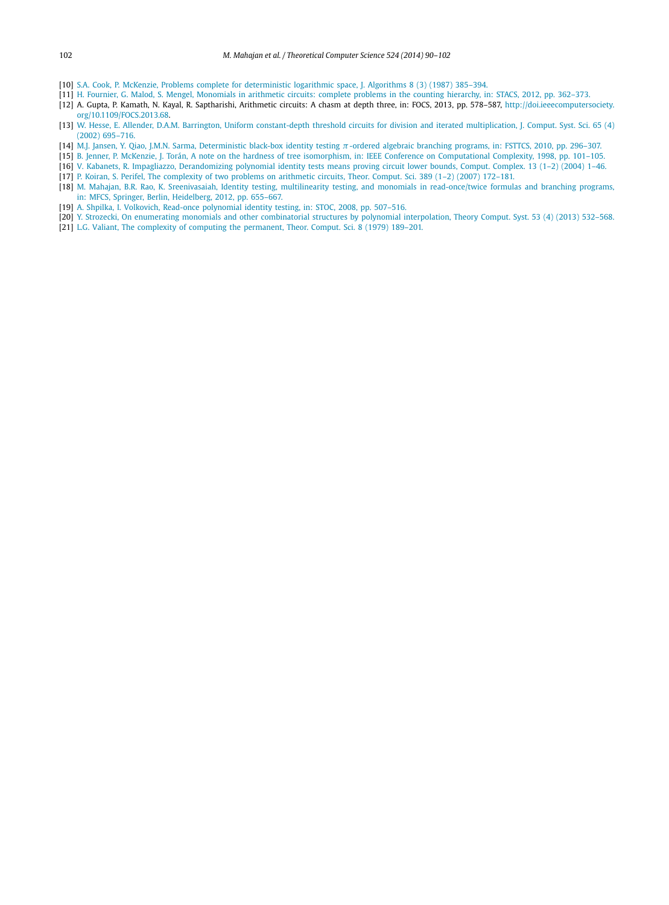[10] S.A. Cook, P. McKenzie, Problems complete for deterministic logarithmic space, J. Algorithms 8 (3) (1987) 385–394.

[11] H. Fournier, G. Malod, S. Mengel, Monomials in arithmetic circuits: complete problems in the counting hierarchy, in: STACS, 2012, pp. 362–373.

[12] A. Gupta, P. Kamath, N. Kayal, R. Saptharishi, Arithmetic circuits: A chasm at depth three, in: FOCS, 2013, pp. 578–587, http://doi.ieeecomputersociety.org/10.1109/FOCS.2013.68.

[13] W. Hesse, E. Allender, D.A.M. Barrington, Uniform constant-depth threshold circuits for division and iterated multiplication, J. Comput. Syst. Sci. 65 (4) (2002) 695–716.

[14] M.J. Jansen, Y. Qiao, J.M.N. Sarma, Deterministic black-box identity testing $\pi$-ordered algebraic branching programs, in: FSTTCS, 2010, pp. 296–307.

[15] B. Jenner, P. McKenzie, J. Torán, A note on the hardness of tree isomorphism, in: IEEE Conference on Computational Complexity, 1998, pp. 101–105.

[16] V. Kabanets, R. Impagliazzo, Derandomizing polynomial identity tests means proving circuit lower bounds, Comput. Complex. 13 (1–2) (2004) 1–46.

[17] P. Koiran, S. Perifel, The complexity of two problems on arithmetic circuits, Theor. Comput. Sci. 389 (1–2) (2007) 172–181.

[18] M. Mahajan, B.R. Rao, K. Sreenivasaiah, Identity testing, multilinearity testing, and monomials in read-once/twice formulas and branching programs, in: MFCS, Springer, Berlin, Heidelberg, 2012, pp. 655–667.

[19] A. Shpilka, I. Volkovich, Read-once polynomial identity testing, in: STOC, 2008, pp. 507–516.

[20] Y. Strozecki, On enumerating monomials and other combinatorial structures by polynomial interpolation, Theory Comput. Syst. 53 (4) (2013) 532–568.

[21] L.G. Valiant, The complexity of computing the permanent, Theor. Comput. Sci. 8 (1979) 189–201.